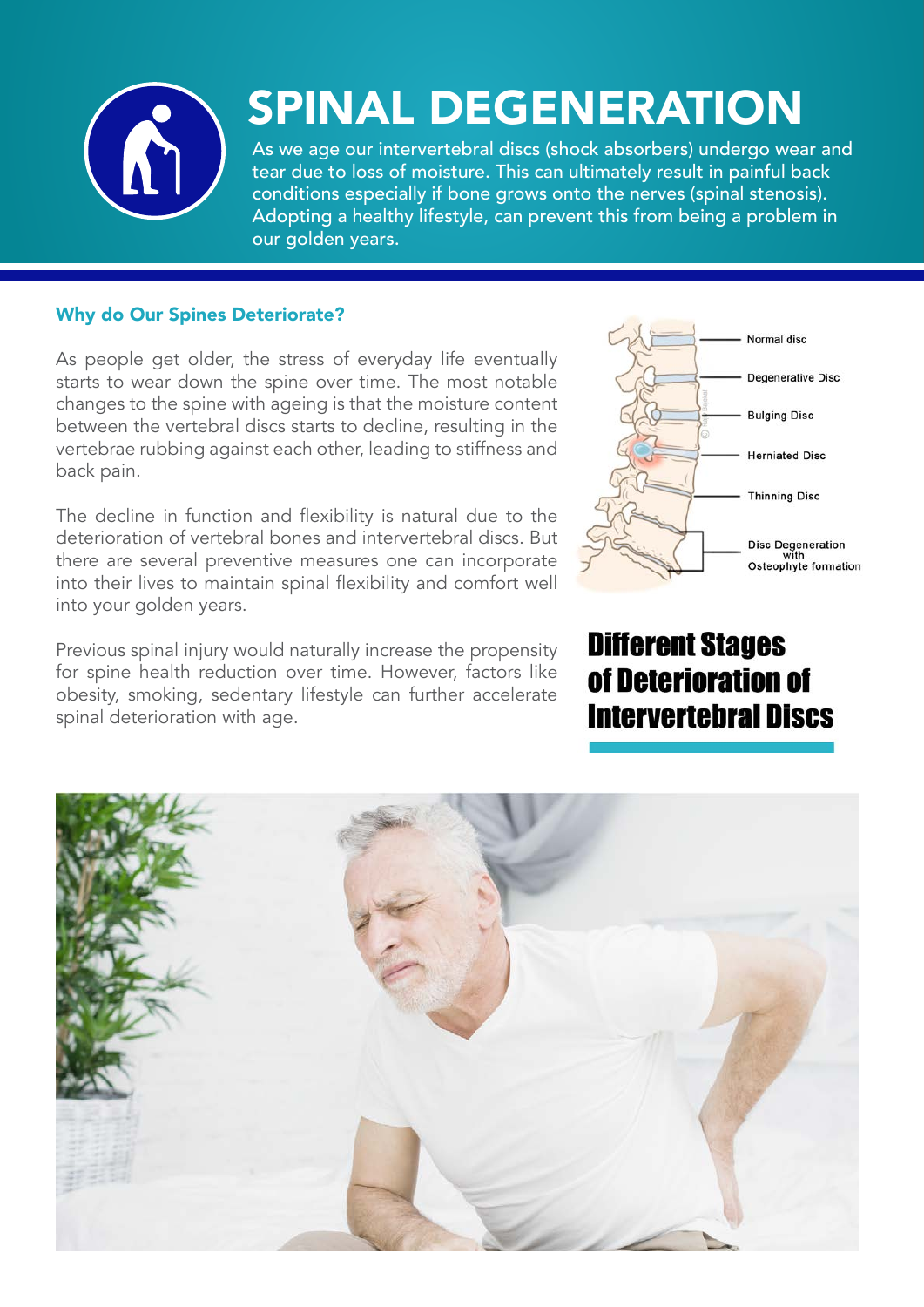# SPINAL DEGENERATION

As we age our intervertebral discs (shock absorbers) undergo wear and tear due to loss of moisture. This can ultimately result in painful back conditions especially if bone grows onto the nerves (spinal stenosis). Adopting a healthy lifestyle, can prevent this from being a problem in our golden years.

## Why do Our Spines Deteriorate?

As people get older, the stress of everyday life eventually starts to wear down the spine over time. The most notable changes to the spine with ageing is that the moisture content between the vertebral discs starts to decline, resulting in the vertebrae rubbing against each other, leading to stiffness and back pain.

The decline in function and flexibility is natural due to the deterioration of vertebral bones and intervertebral discs. But there are several preventive measures one can incorporate into their lives to maintain spinal flexibility and comfort well into your golden years.

Previous spinal injury would naturally increase the propensity for spine health reduction over time. However, factors like obesity, smoking, sedentary lifestyle can further accelerate spinal deterioration with age.

- Normal disc
- Degenerative Disc
- Bulging Disc
- Herniated Disc
- Thinning Disc
- Disc Degeneration with Osteophyte formation

## Different Stages of Deterioration of Intervertebral Discs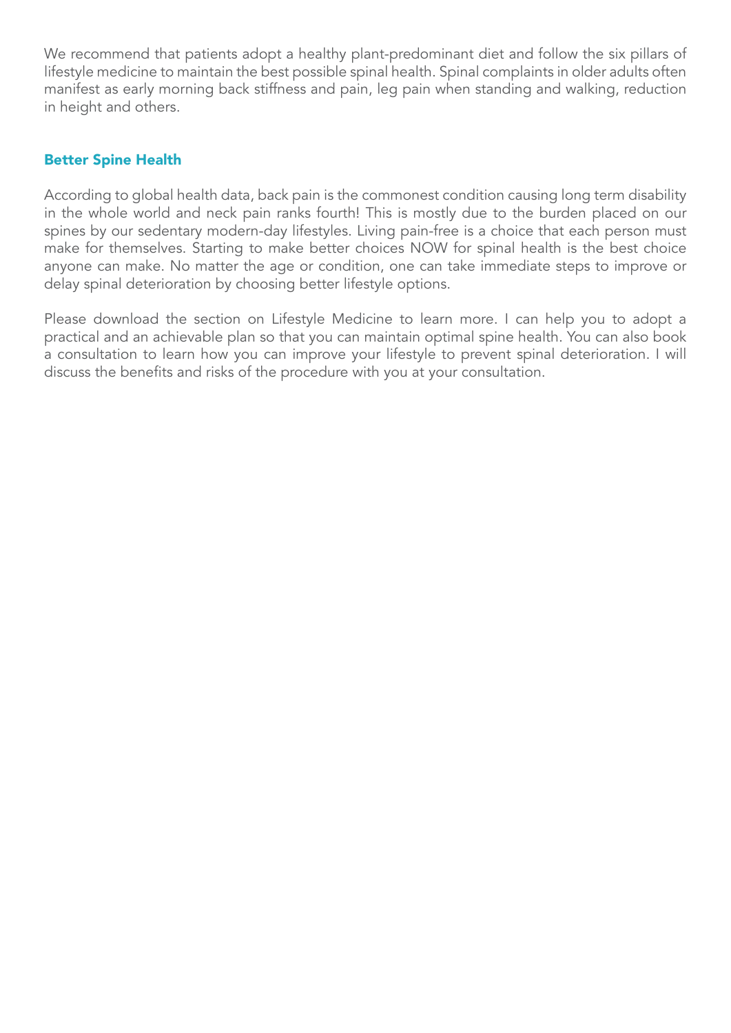We recommend that patients adopt a healthy plant-predominant diet and follow the six pillars of lifestyle medicine to maintain the best possible spinal health. Spinal complaints in older adults often manifest as early morning back stiffness and pain, leg pain when standing and walking, reduction in height and others.

## Better Spine Health

According to global health data, back pain is the commonest condition causing long term disability in the whole world and neck pain ranks fourth! This is mostly due to the burden placed on our spines by our sedentary modern-day lifestyles. Living pain-free is a choice that each person must make for themselves. Starting to make better choices NOW for spinal health is the best choice anyone can make. No matter the age or condition, one can take immediate steps to improve or delay spinal deterioration by choosing better lifestyle options.

Please download the section on Lifestyle Medicine to learn more. I can help you to adopt a practical and an achievable plan so that you can maintain optimal spine health. You can also book a consultation to learn how you can improve your lifestyle to prevent spinal deterioration. I will discuss the benefits and risks of the procedure with you at your consultation.